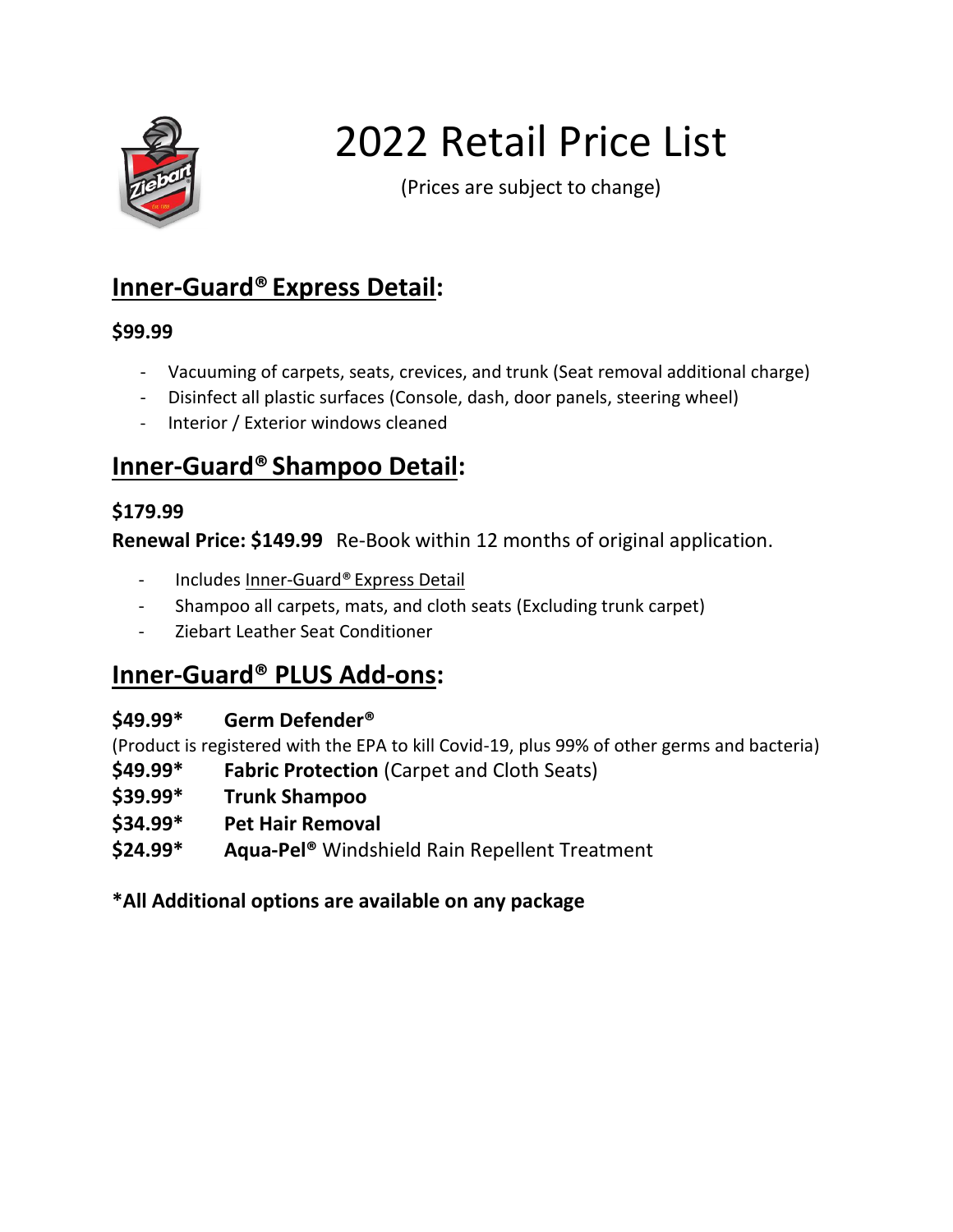# 2022 Retail Price List

(Prices are subject to change)

## Inner-Guard® Express Detail:

**$99.99**

- Vacuuming of carpets, seats, crevices, and trunk (Seat removal additional charge)
- Disinfect all plastic surfaces (Console, dash, door panels, steering wheel)
- Interior / Exterior windows cleaned

## Inner-Guard® Shampoo Detail:

**$179.99**

**Renewal Price: $149.99** Re-Book within 12 months of original application.

- Includes Inner-Guard® Express Detail
- Shampoo all carpets, mats, and cloth seats (Excluding trunk carpet)
- Ziebart Leather Seat Conditioner

## Inner-Guard® PLUS Add-ons:

**$49.99*** **Germ Defender®**
(Product is registered with the EPA to kill Covid-19, plus 99% of other germs and bacteria)

**$49.99*** **Fabric Protection** (Carpet and Cloth Seats)

**$39.99*** **Trunk Shampoo**

**$34.99*** **Pet Hair Removal**

**$24.99*** **Aqua-Pel®** Windshield Rain Repellent Treatment

**\*All Additional options are available on any package**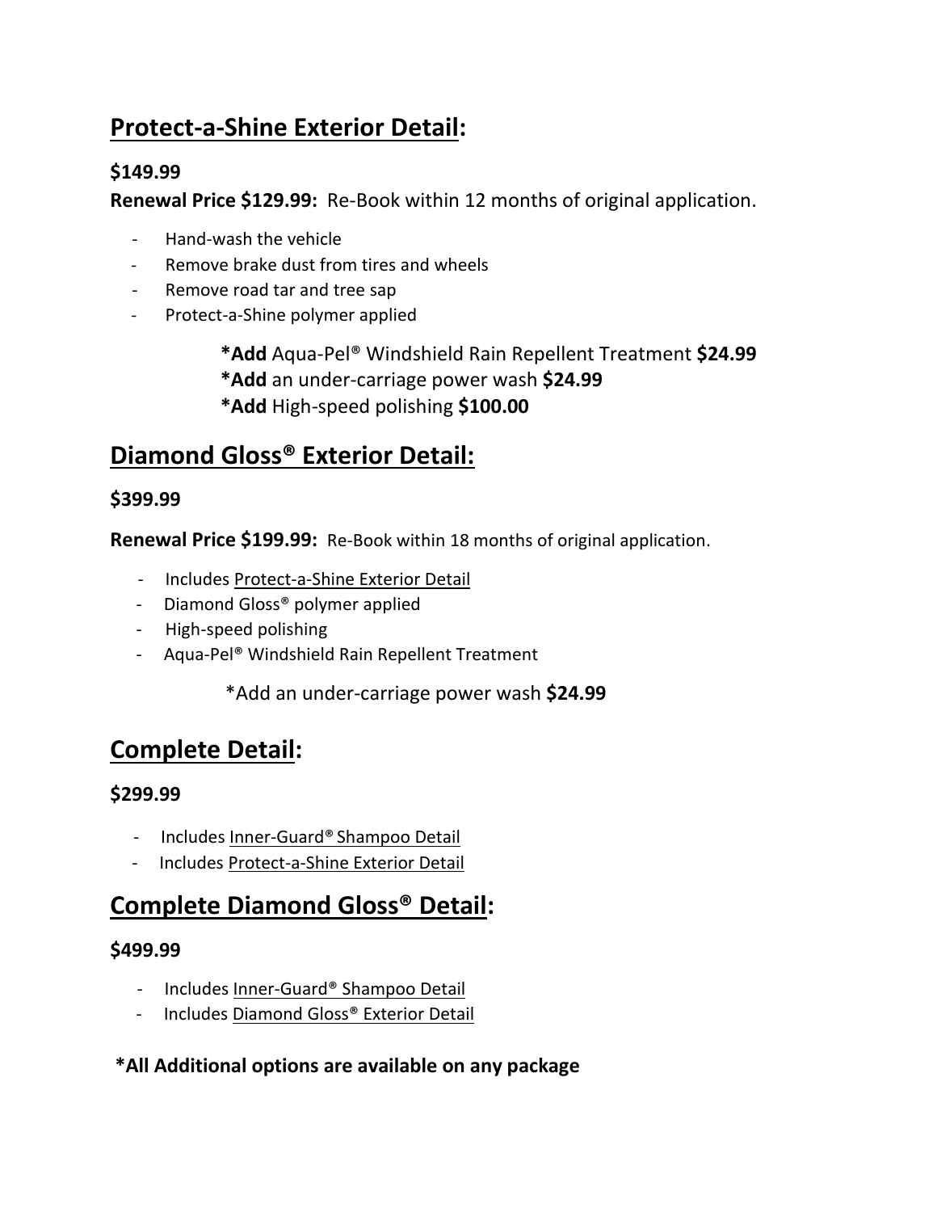## Protect-a-Shine Exterior Detail:

**$149.99**

**Renewal Price $129.99:** Re-Book within 12 months of original application.

- Hand-wash the vehicle
- Remove brake dust from tires and wheels
- Remove road tar and tree sap
- Protect-a-Shine polymer applied

*__Add__ Aqua-Pel® Windshield Rain Repellent Treatment **$24.99**
*__Add__ an under-carriage power wash **$24.99**
*__Add__ High-speed polishing **$100.00**

## Diamond Gloss® Exterior Detail:

**$399.99**

**Renewal Price $199.99:** Re-Book within 18 months of original application.

- Includes Protect-a-Shine Exterior Detail
- Diamond Gloss® polymer applied
- High-speed polishing
- Aqua-Pel® Windshield Rain Repellent Treatment

*Add an under-carriage power wash **$24.99**

## Complete Detail:

**$299.99**

- Includes Inner-Guard® Shampoo Detail
- Includes Protect-a-Shine Exterior Detail

## Complete Diamond Gloss® Detail:

**$499.99**

- Includes Inner-Guard® Shampoo Detail
- Includes Diamond Gloss® Exterior Detail

**\*All Additional options are available on any package**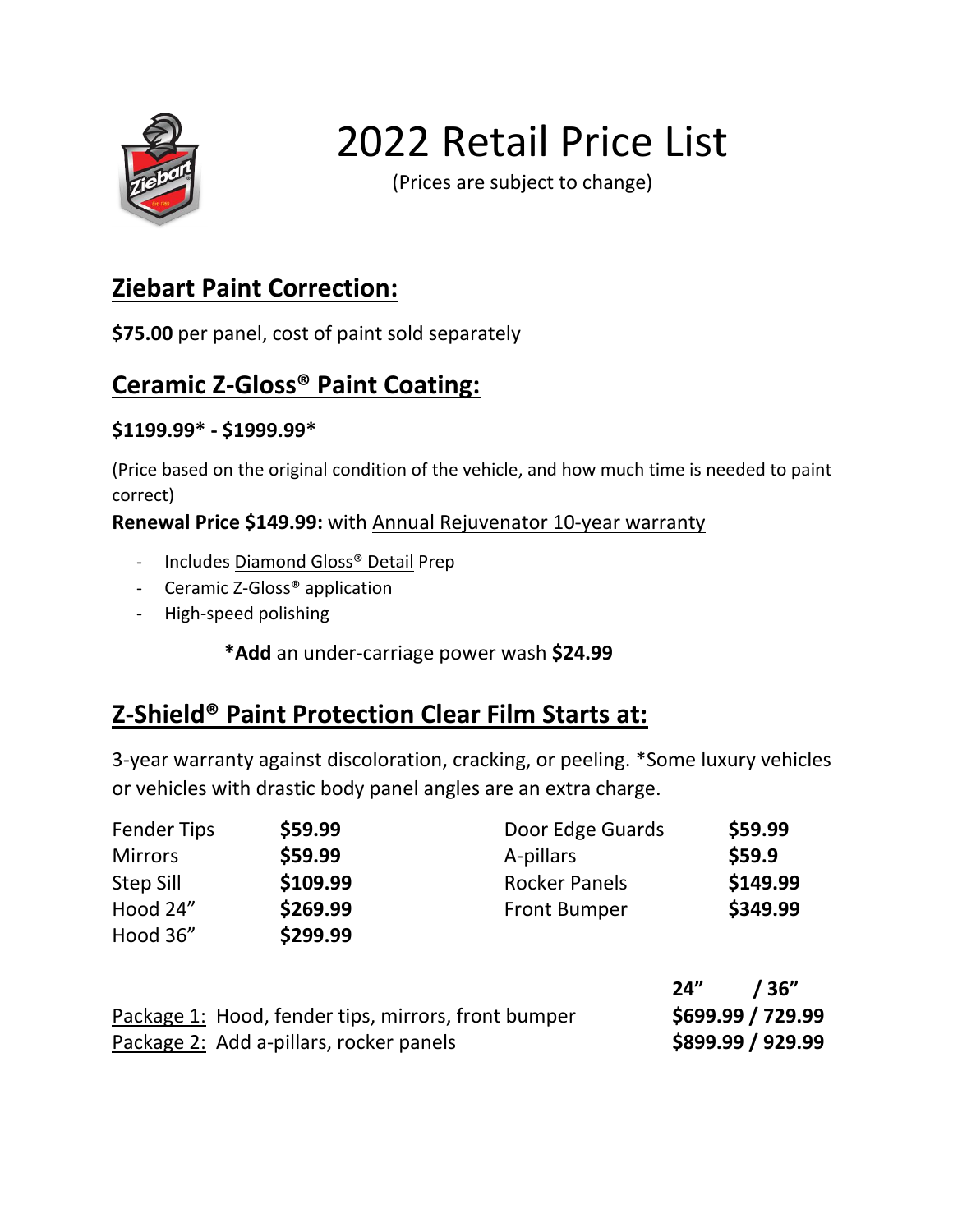# 2022 Retail Price List

(Prices are subject to change)

## Ziebart Paint Correction:

**$75.00** per panel, cost of paint sold separately

## Ceramic Z-Gloss® Paint Coating:

**$1199.99* - $1999.99***

(Price based on the original condition of the vehicle, and how much time is needed to paint correct)

**Renewal Price $149.99:** with Annual Rejuvenator 10-year warranty

- Includes Diamond Gloss® Detail Prep
- Ceramic Z-Gloss® application
- High-speed polishing

***Add** an under-carriage power wash **$24.99**

## Z-Shield® Paint Protection Clear Film Starts at:

3-year warranty against discoloration, cracking, or peeling. *Some luxury vehicles or vehicles with drastic body panel angles are an extra charge.

| | | | |
|---|---|---|---|
| Fender Tips | **$59.99** | Door Edge Guards | **$59.99** |
| Mirrors | **$59.99** | A-pillars | **$59.9** |
| Step Sill | **$109.99** | Rocker Panels | **$149.99** |
| Hood 24” | **$269.99** | Front Bumper | **$349.99** |
| Hood 36” | **$299.99** | | |

| | **24” / 36”** |
|---|---|
| Package 1: Hood, fender tips, mirrors, front bumper | **$699.99 / 729.99** |
| Package 2: Add a-pillars, rocker panels | **$899.99 / 929.99** |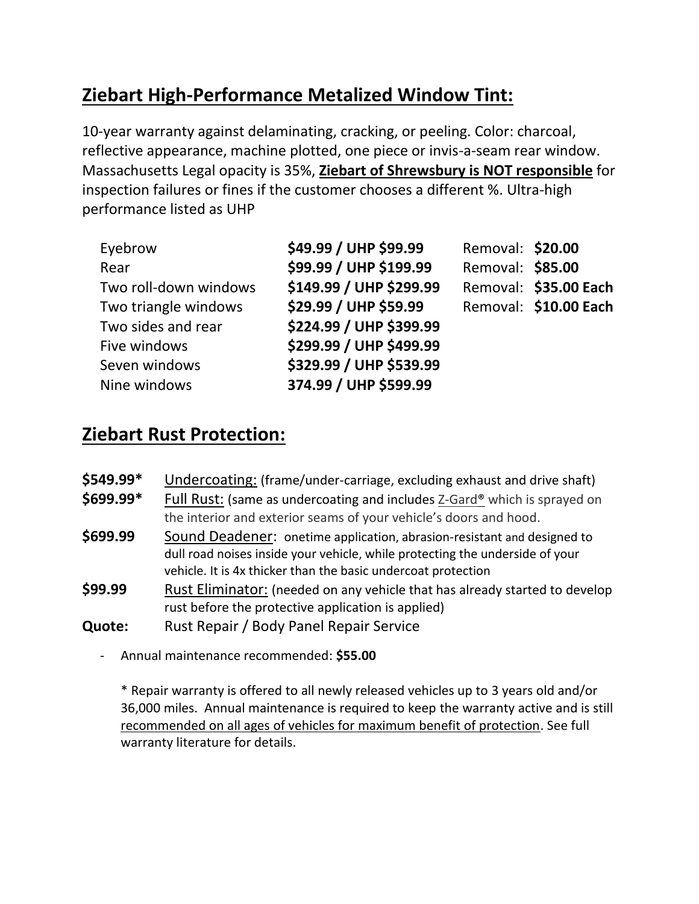## Ziebart High-Performance Metalized Window Tint:

10-year warranty against delaminating, cracking, or peeling. Color: charcoal, reflective appearance, machine plotted, one piece or invis-a-seam rear window. Massachusetts Legal opacity is 35%, **Ziebart of Shrewsbury is NOT responsible** for inspection failures or fines if the customer chooses a different %. Ultra-high performance listed as UHP

| | | | |
|---|---|---|---|
| Eyebrow | **$49.99 / UHP $99.99** | Removal: | **$20.00** |
| Rear | **$99.99 / UHP $199.99** | Removal: | **$85.00** |
| Two roll-down windows | **$149.99 / UHP $299.99** | Removal: | **$35.00 Each** |
| Two triangle windows | **$29.99 / UHP $59.99** | Removal: | **$10.00 Each** |
| Two sides and rear | **$224.99 / UHP $399.99** | | |
| Five windows | **$299.99 / UHP $499.99** | | |
| Seven windows | **$329.99 / UHP $539.99** | | |
| Nine windows | **374.99 / UHP $599.99** | | |

## Ziebart Rust Protection:

**$549.99*** Undercoating: (frame/under-carriage, excluding exhaust and drive shaft)

**$699.99*** Full Rust: (same as undercoating and includes Z-Gard® which is sprayed on the interior and exterior seams of your vehicle's doors and hood.

**$699.99** Sound Deadener: onetime application, abrasion-resistant and designed to dull road noises inside your vehicle, while protecting the underside of your vehicle. It is 4x thicker than the basic undercoat protection

**$99.99** Rust Eliminator: (needed on any vehicle that has already started to develop rust before the protective application is applied)

**Quote:** Rust Repair / Body Panel Repair Service

- Annual maintenance recommended: **$55.00**

\* Repair warranty is offered to all newly released vehicles up to 3 years old and/or 36,000 miles. Annual maintenance is required to keep the warranty active and is still recommended on all ages of vehicles for maximum benefit of protection. See full warranty literature for details.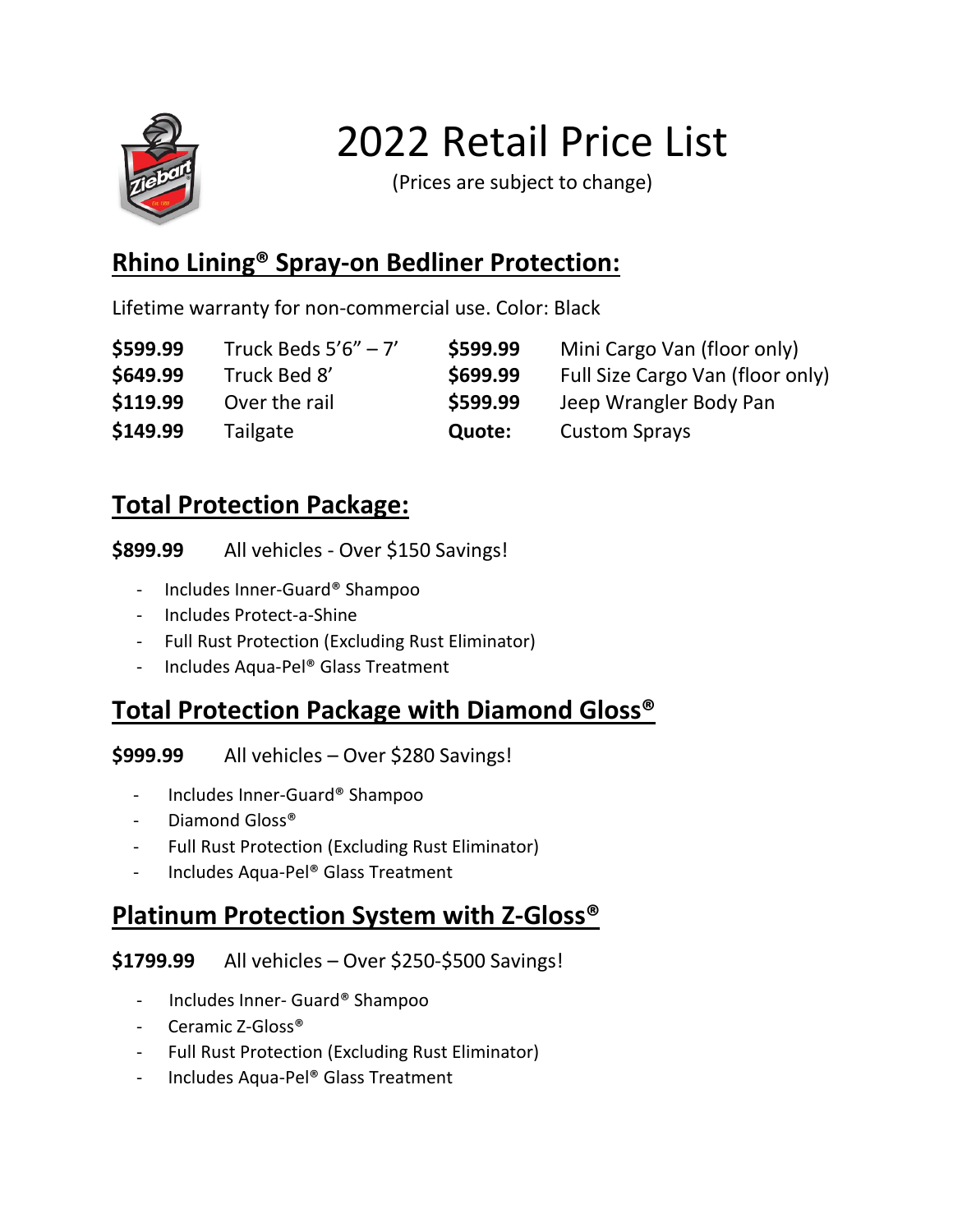# 2022 Retail Price List

(Prices are subject to change)

## Rhino Lining® Spray-on Bedliner Protection:

Lifetime warranty for non-commercial use. Color: Black

| | | | |
|---|---|---|---|
| **$599.99** | Truck Beds 5'6" – 7' | **$599.99** | Mini Cargo Van (floor only) |
| **$649.99** | Truck Bed 8' | **$699.99** | Full Size Cargo Van (floor only) |
| **$119.99** | Over the rail | **$599.99** | Jeep Wrangler Body Pan |
| **$149.99** | Tailgate | **Quote:** | Custom Sprays |

## Total Protection Package:

**$899.99** All vehicles - Over $150 Savings!

- Includes Inner-Guard® Shampoo
- Includes Protect-a-Shine
- Full Rust Protection (Excluding Rust Eliminator)
- Includes Aqua-Pel® Glass Treatment

## Total Protection Package with Diamond Gloss®

**$999.99** All vehicles – Over $280 Savings!

- Includes Inner-Guard® Shampoo
- Diamond Gloss®
- Full Rust Protection (Excluding Rust Eliminator)
- Includes Aqua-Pel® Glass Treatment

## Platinum Protection System with Z-Gloss®

**$1799.99** All vehicles – Over $250-$500 Savings!

- Includes Inner- Guard® Shampoo
- Ceramic Z-Gloss®
- Full Rust Protection (Excluding Rust Eliminator)
- Includes Aqua-Pel® Glass Treatment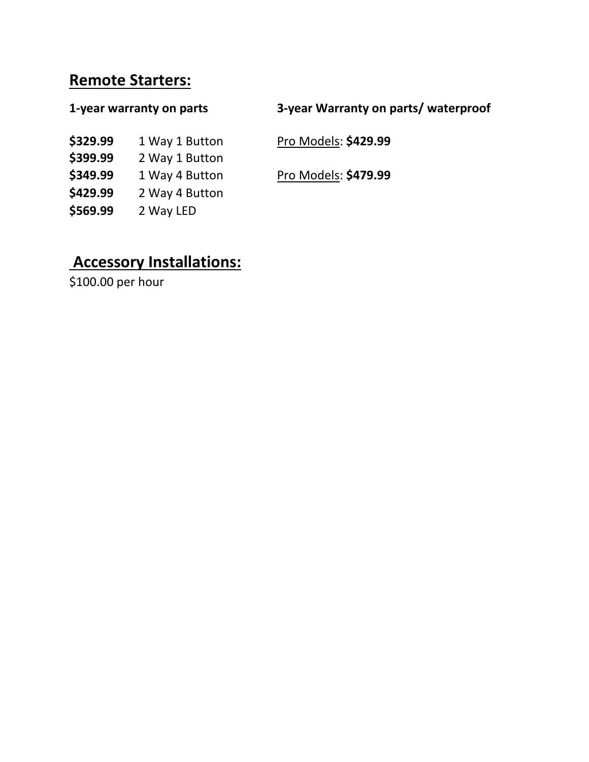## Remote Starters:

| 1-year warranty on parts | | 3-year Warranty on parts/ waterproof |
|---|---|---|
| **$329.99** | 1 Way 1 Button | Pro Models: **$429.99** |
| **$399.99** | 2 Way 1 Button | |
| **$349.99** | 1 Way 4 Button | Pro Models: **$479.99** |
| **$429.99** | 2 Way 4 Button | |
| **$569.99** | 2 Way LED | |

## Accessory Installations:

$100.00 per hour